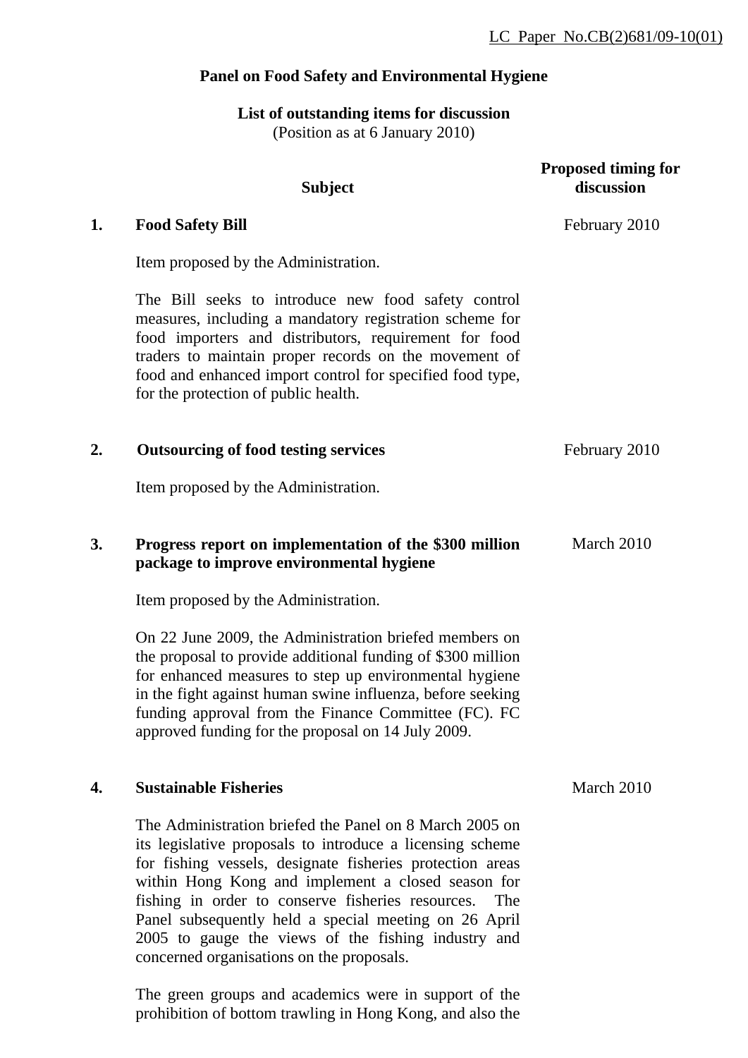LC Paper No.CB(2)681/09-10(01)

# Panel on Food Safety and Environmental Hygiene

## List of outstanding items for discussion

(Position as at 6 January 2010)

| | Subject | Proposed timing for discussion |
|---|---|---|
| **1.** | **Food Safety Bill** | February 2010 |

Item proposed by the Administration.

The Bill seeks to introduce new food safety control measures, including a mandatory registration scheme for food importers and distributors, requirement for food traders to maintain proper records on the movement of food and enhanced import control for specified food type, for the protection of public health.

| | | |
|---|---|---|
| **2.** | **Outsourcing of food testing services** | February 2010 |

Item proposed by the Administration.

| | | |
|---|---|---|
| **3.** | **Progress report on implementation of the $300 million package to improve environmental hygiene** | March 2010 |

Item proposed by the Administration.

On 22 June 2009, the Administration briefed members on the proposal to provide additional funding of $300 million for enhanced measures to step up environmental hygiene in the fight against human swine influenza, before seeking funding approval from the Finance Committee (FC). FC approved funding for the proposal on 14 July 2009.

| | | |
|---|---|---|
| **4.** | **Sustainable Fisheries** | March 2010 |

The Administration briefed the Panel on 8 March 2005 on its legislative proposals to introduce a licensing scheme for fishing vessels, designate fisheries protection areas within Hong Kong and implement a closed season for fishing in order to conserve fisheries resources. The Panel subsequently held a special meeting on 26 April 2005 to gauge the views of the fishing industry and concerned organisations on the proposals.

The green groups and academics were in support of the prohibition of bottom trawling in Hong Kong, and also the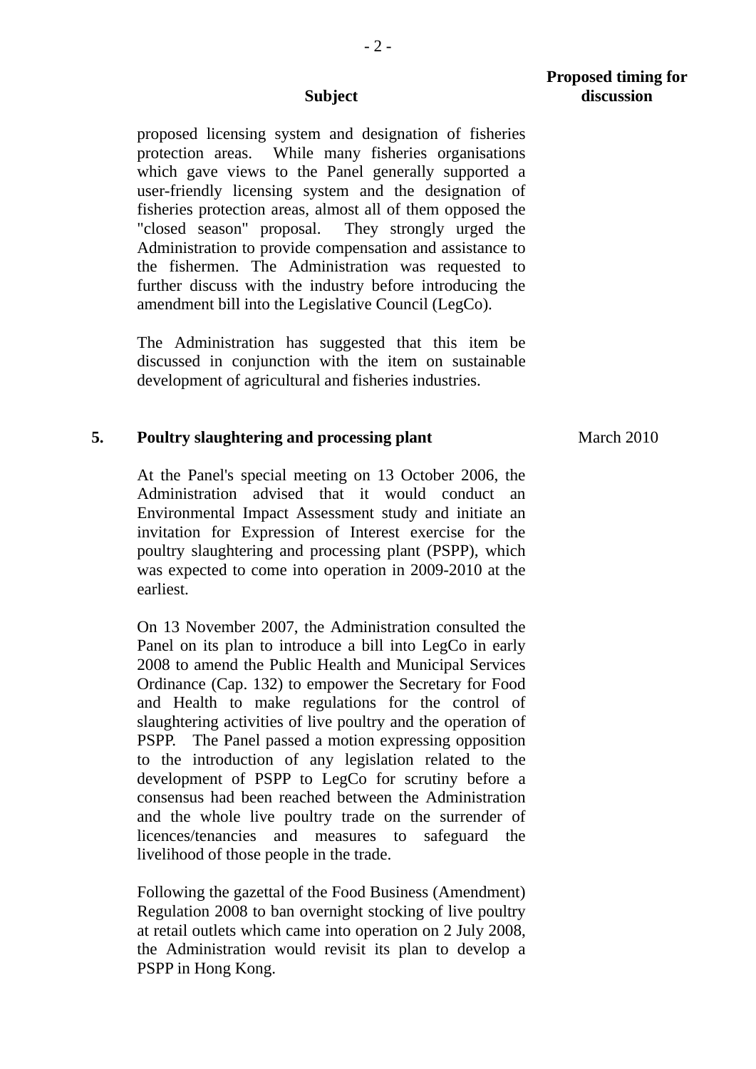| | Subject | Proposed timing for discussion |
|---|---|---|
| | proposed licensing system and designation of fisheries protection areas. While many fisheries organisations which gave views to the Panel generally supported a user-friendly licensing system and the designation of fisheries protection areas, almost all of them opposed the "closed season" proposal. They strongly urged the Administration to provide compensation and assistance to the fishermen. The Administration was requested to further discuss with the industry before introducing the amendment bill into the Legislative Council (LegCo).<br><br>The Administration has suggested that this item be discussed in conjunction with the item on sustainable development of agricultural and fisheries industries. | |
| **5.** | **Poultry slaughtering and processing plant**<br><br>At the Panel's special meeting on 13 October 2006, the Administration advised that it would conduct an Environmental Impact Assessment study and initiate an invitation for Expression of Interest exercise for the poultry slaughtering and processing plant (PSPP), which was expected to come into operation in 2009-2010 at the earliest.<br><br>On 13 November 2007, the Administration consulted the Panel on its plan to introduce a bill into LegCo in early 2008 to amend the Public Health and Municipal Services Ordinance (Cap. 132) to empower the Secretary for Food and Health to make regulations for the control of slaughtering activities of live poultry and the operation of PSPP. The Panel passed a motion expressing opposition to the introduction of any legislation related to the development of PSPP to LegCo for scrutiny before a consensus had been reached between the Administration and the whole live poultry trade on the surrender of licences/tenancies and measures to safeguard the livelihood of those people in the trade.<br><br>Following the gazettal of the Food Business (Amendment) Regulation 2008 to ban overnight stocking of live poultry at retail outlets which came into operation on 2 July 2008, the Administration would revisit its plan to develop a PSPP in Hong Kong. | March 2010 |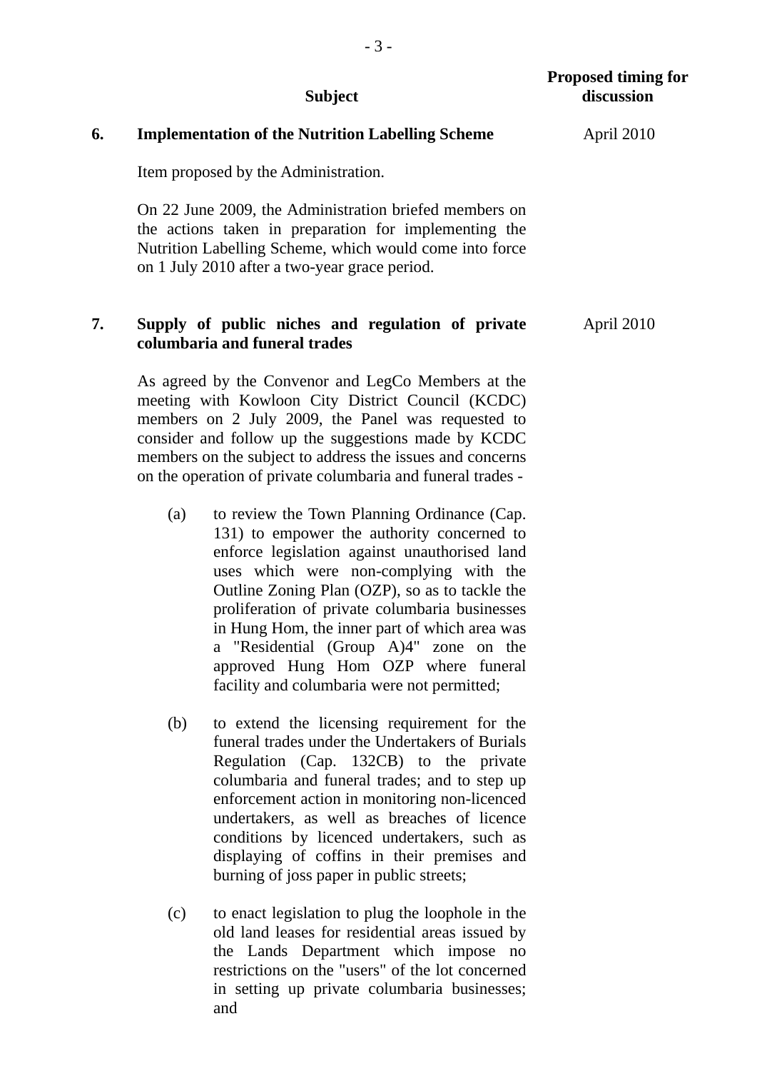| | Subject | Proposed timing for discussion |
|---|---|---|
| 6. | **Implementation of the Nutrition Labelling Scheme** | April 2010 |
| 7. | **Supply of public niches and regulation of private columbaria and funeral trades** | April 2010 |

**6. Implementation of the Nutrition Labelling Scheme** — April 2010

Item proposed by the Administration.

On 22 June 2009, the Administration briefed members on the actions taken in preparation for implementing the Nutrition Labelling Scheme, which would come into force on 1 July 2010 after a two-year grace period.

**7. Supply of public niches and regulation of private columbaria and funeral trades** — April 2010

As agreed by the Convenor and LegCo Members at the meeting with Kowloon City District Council (KCDC) members on 2 July 2009, the Panel was requested to consider and follow up the suggestions made by KCDC members on the subject to address the issues and concerns on the operation of private columbaria and funeral trades -

(a) to review the Town Planning Ordinance (Cap. 131) to empower the authority concerned to enforce legislation against unauthorised land uses which were non-complying with the Outline Zoning Plan (OZP), so as to tackle the proliferation of private columbaria businesses in Hung Hom, the inner part of which area was a "Residential (Group A)4" zone on the approved Hung Hom OZP where funeral facility and columbaria were not permitted;

(b) to extend the licensing requirement for the funeral trades under the Undertakers of Burials Regulation (Cap. 132CB) to the private columbaria and funeral trades; and to step up enforcement action in monitoring non-licenced undertakers, as well as breaches of licence conditions by licenced undertakers, such as displaying of coffins in their premises and burning of joss paper in public streets;

(c) to enact legislation to plug the loophole in the old land leases for residential areas issued by the Lands Department which impose no restrictions on the "users" of the lot concerned in setting up private columbaria businesses; and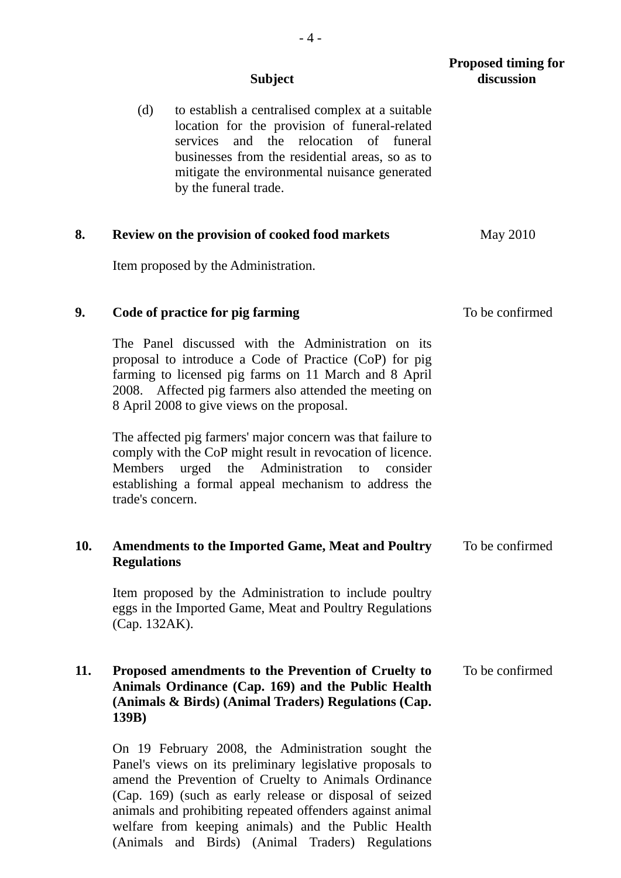| | Subject | Proposed timing for discussion |
|---|---|---|
| | (d) to establish a centralised complex at a suitable location for the provision of funeral-related services and the relocation of funeral businesses from the residential areas, so as to mitigate the environmental nuisance generated by the funeral trade. | |
| **8.** | **Review on the provision of cooked food markets**<br><br>Item proposed by the Administration. | May 2010 |
| **9.** | **Code of practice for pig farming**<br><br>The Panel discussed with the Administration on its proposal to introduce a Code of Practice (CoP) for pig farming to licensed pig farms on 11 March and 8 April 2008. Affected pig farmers also attended the meeting on 8 April 2008 to give views on the proposal.<br><br>The affected pig farmers' major concern was that failure to comply with the CoP might result in revocation of licence. Members urged the Administration to consider establishing a formal appeal mechanism to address the trade's concern. | To be confirmed |
| **10.** | **Amendments to the Imported Game, Meat and Poultry Regulations**<br><br>Item proposed by the Administration to include poultry eggs in the Imported Game, Meat and Poultry Regulations (Cap. 132AK). | To be confirmed |
| **11.** | **Proposed amendments to the Prevention of Cruelty to Animals Ordinance (Cap. 169) and the Public Health (Animals & Birds) (Animal Traders) Regulations (Cap. 139B)**<br><br>On 19 February 2008, the Administration sought the Panel's views on its preliminary legislative proposals to amend the Prevention of Cruelty to Animals Ordinance (Cap. 169) (such as early release or disposal of seized animals and prohibiting repeated offenders against animal welfare from keeping animals) and the Public Health (Animals and Birds) (Animal Traders) Regulations | To be confirmed |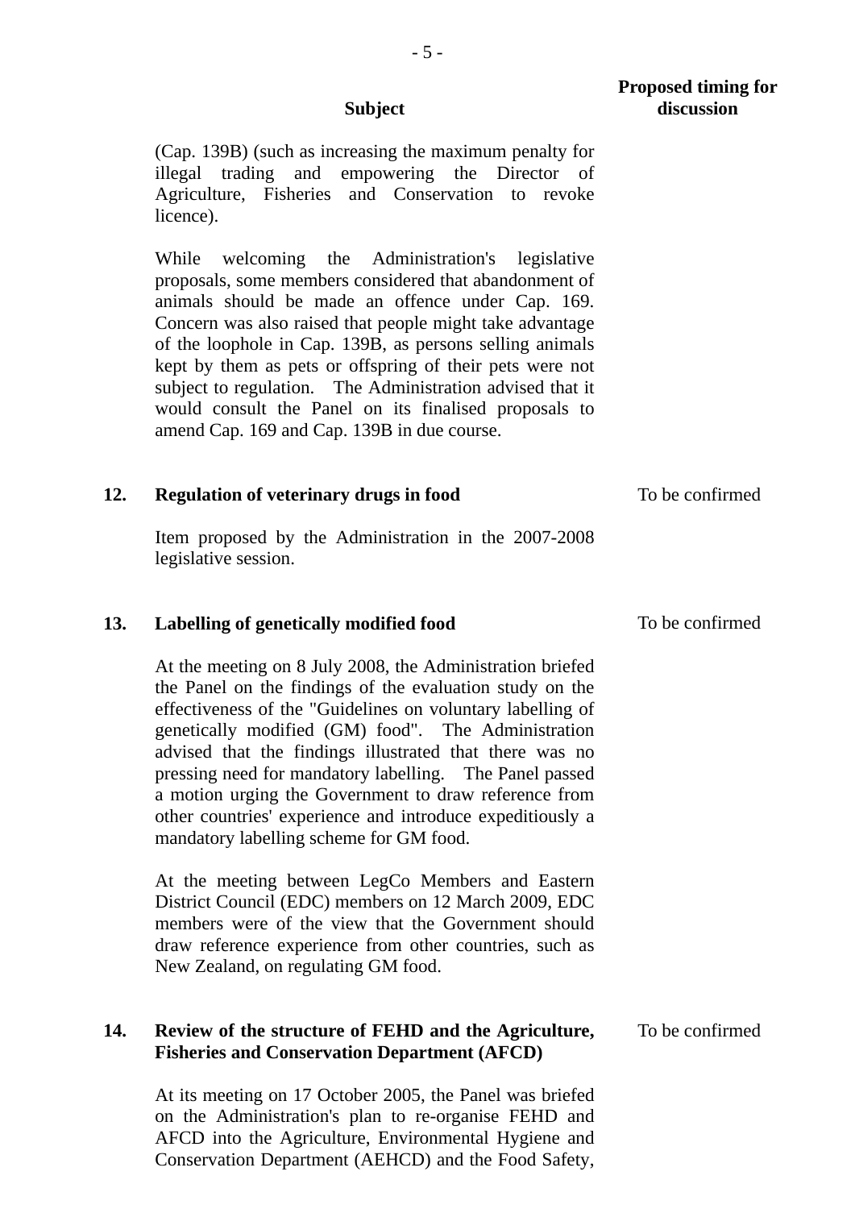| | Subject | Proposed timing for discussion |
|---|---|---|
| | (Cap. 139B) (such as increasing the maximum penalty for illegal trading and empowering the Director of Agriculture, Fisheries and Conservation to revoke licence).<br><br>While welcoming the Administration's legislative proposals, some members considered that abandonment of animals should be made an offence under Cap. 169. Concern was also raised that people might take advantage of the loophole in Cap. 139B, as persons selling animals kept by them as pets or offspring of their pets were not subject to regulation. The Administration advised that it would consult the Panel on its finalised proposals to amend Cap. 169 and Cap. 139B in due course. | |
| **12.** | **Regulation of veterinary drugs in food**<br><br>Item proposed by the Administration in the 2007-2008 legislative session. | To be confirmed |
| **13.** | **Labelling of genetically modified food**<br><br>At the meeting on 8 July 2008, the Administration briefed the Panel on the findings of the evaluation study on the effectiveness of the "Guidelines on voluntary labelling of genetically modified (GM) food". The Administration advised that the findings illustrated that there was no pressing need for mandatory labelling. The Panel passed a motion urging the Government to draw reference from other countries' experience and introduce expeditiously a mandatory labelling scheme for GM food.<br><br>At the meeting between LegCo Members and Eastern District Council (EDC) members on 12 March 2009, EDC members were of the view that the Government should draw reference experience from other countries, such as New Zealand, on regulating GM food. | To be confirmed |
| **14.** | **Review of the structure of FEHD and the Agriculture, Fisheries and Conservation Department (AFCD)**<br><br>At its meeting on 17 October 2005, the Panel was briefed on the Administration's plan to re-organise FEHD and AFCD into the Agriculture, Environmental Hygiene and Conservation Department (AEHCD) and the Food Safety, | To be confirmed |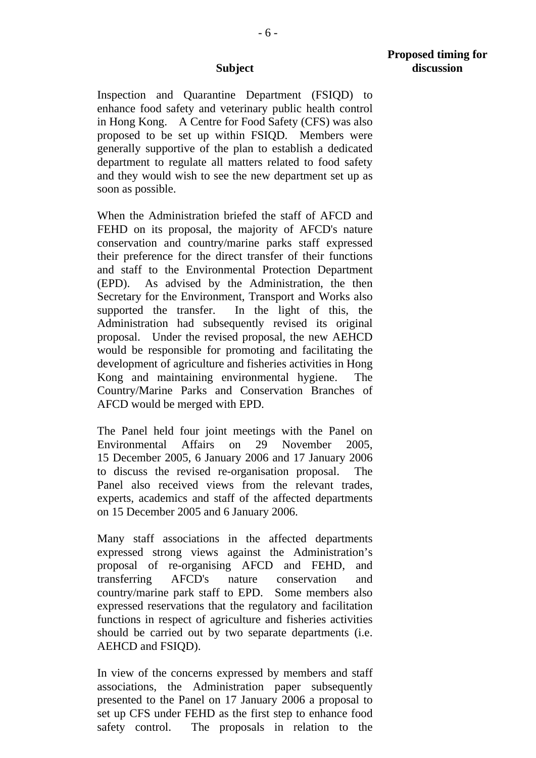| Subject | Proposed timing for discussion |
|---|---|
| Inspection and Quarantine Department (FSIQD) to enhance food safety and veterinary public health control in Hong Kong. A Centre for Food Safety (CFS) was also proposed to be set up within FSIQD. Members were generally supportive of the plan to establish a dedicated department to regulate all matters related to food safety and they would wish to see the new department set up as soon as possible. | |

When the Administration briefed the staff of AFCD and FEHD on its proposal, the majority of AFCD's nature conservation and country/marine parks staff expressed their preference for the direct transfer of their functions and staff to the Environmental Protection Department (EPD). As advised by the Administration, the then Secretary for the Environment, Transport and Works also supported the transfer. In the light of this, the Administration had subsequently revised its original proposal. Under the revised proposal, the new AEHCD would be responsible for promoting and facilitating the development of agriculture and fisheries activities in Hong Kong and maintaining environmental hygiene. The Country/Marine Parks and Conservation Branches of AFCD would be merged with EPD.

The Panel held four joint meetings with the Panel on Environmental Affairs on 29 November 2005, 15 December 2005, 6 January 2006 and 17 January 2006 to discuss the revised re-organisation proposal. The Panel also received views from the relevant trades, experts, academics and staff of the affected departments on 15 December 2005 and 6 January 2006.

Many staff associations in the affected departments expressed strong views against the Administration's proposal of re-organising AFCD and FEHD, and transferring AFCD's nature conservation and country/marine park staff to EPD. Some members also expressed reservations that the regulatory and facilitation functions in respect of agriculture and fisheries activities should be carried out by two separate departments (i.e. AEHCD and FSIQD).

In view of the concerns expressed by members and staff associations, the Administration paper subsequently presented to the Panel on 17 January 2006 a proposal to set up CFS under FEHD as the first step to enhance food safety control. The proposals in relation to the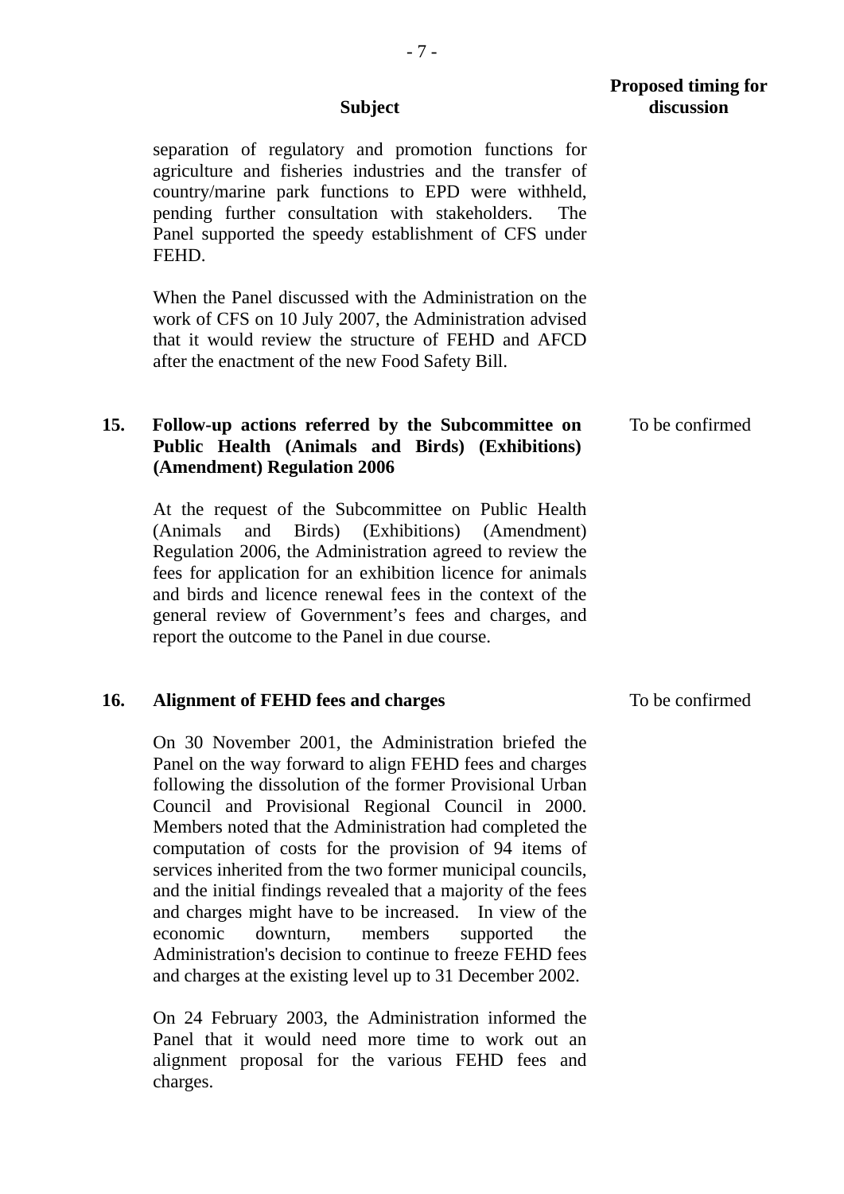| | Subject | Proposed timing for discussion |
|---|---|---|
| | separation of regulatory and promotion functions for agriculture and fisheries industries and the transfer of country/marine park functions to EPD were withheld, pending further consultation with stakeholders. The Panel supported the speedy establishment of CFS under FEHD.<br><br>When the Panel discussed with the Administration on the work of CFS on 10 July 2007, the Administration advised that it would review the structure of FEHD and AFCD after the enactment of the new Food Safety Bill. | |
| **15.** | **Follow-up actions referred by the Subcommittee on Public Health (Animals and Birds) (Exhibitions) (Amendment) Regulation 2006**<br><br>At the request of the Subcommittee on Public Health (Animals and Birds) (Exhibitions) (Amendment) Regulation 2006, the Administration agreed to review the fees for application for an exhibition licence for animals and birds and licence renewal fees in the context of the general review of Government's fees and charges, and report the outcome to the Panel in due course. | To be confirmed |
| **16.** | **Alignment of FEHD fees and charges**<br><br>On 30 November 2001, the Administration briefed the Panel on the way forward to align FEHD fees and charges following the dissolution of the former Provisional Urban Council and Provisional Regional Council in 2000. Members noted that the Administration had completed the computation of costs for the provision of 94 items of services inherited from the two former municipal councils, and the initial findings revealed that a majority of the fees and charges might have to be increased. In view of the economic downturn, members supported the Administration's decision to continue to freeze FEHD fees and charges at the existing level up to 31 December 2002.<br><br>On 24 February 2003, the Administration informed the Panel that it would need more time to work out an alignment proposal for the various FEHD fees and charges. | To be confirmed |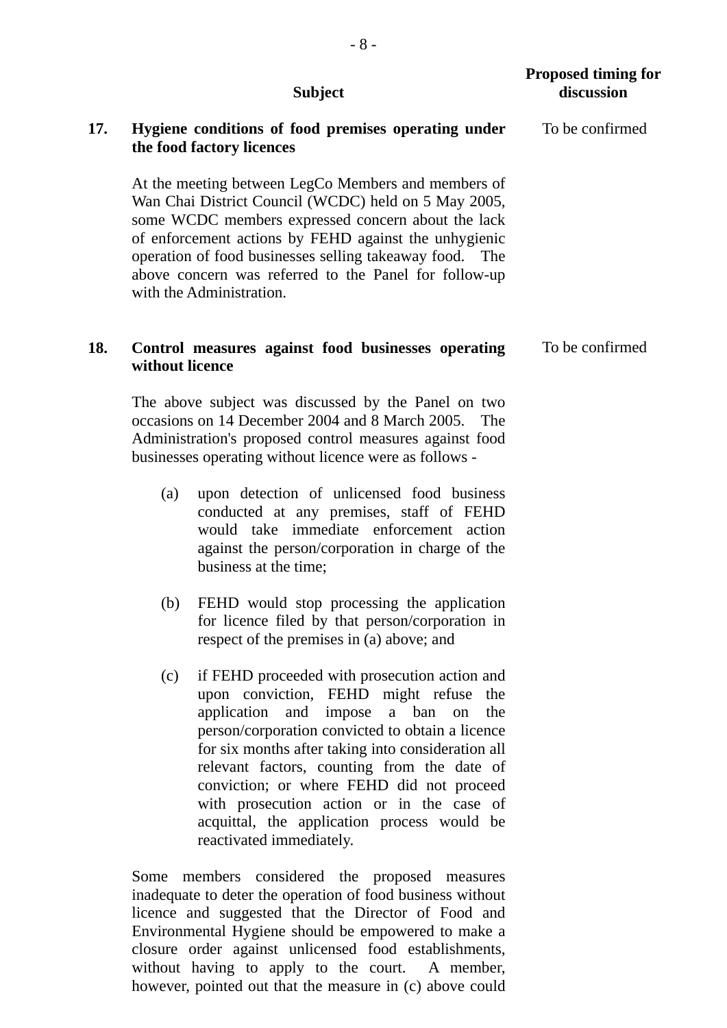| | Subject | Proposed timing for discussion |
|---|---|---|
| **17.** | **Hygiene conditions of food premises operating under the food factory licences**<br><br>At the meeting between LegCo Members and members of Wan Chai District Council (WCDC) held on 5 May 2005, some WCDC members expressed concern about the lack of enforcement actions by FEHD against the unhygienic operation of food businesses selling takeaway food. The above concern was referred to the Panel for follow-up with the Administration. | To be confirmed |
| **18.** | **Control measures against food businesses operating without licence**<br><br>The above subject was discussed by the Panel on two occasions on 14 December 2004 and 8 March 2005. The Administration's proposed control measures against food businesses operating without licence were as follows -<br><br>(a) upon detection of unlicensed food business conducted at any premises, staff of FEHD would take immediate enforcement action against the person/corporation in charge of the business at the time;<br><br>(b) FEHD would stop processing the application for licence filed by that person/corporation in respect of the premises in (a) above; and<br><br>(c) if FEHD proceeded with prosecution action and upon conviction, FEHD might refuse the application and impose a ban on the person/corporation convicted to obtain a licence for six months after taking into consideration all relevant factors, counting from the date of conviction; or where FEHD did not proceed with prosecution action or in the case of acquittal, the application process would be reactivated immediately.<br><br>Some members considered the proposed measures inadequate to deter the operation of food business without licence and suggested that the Director of Food and Environmental Hygiene should be empowered to make a closure order against unlicensed food establishments, without having to apply to the court. A member, however, pointed out that the measure in (c) above could | To be confirmed |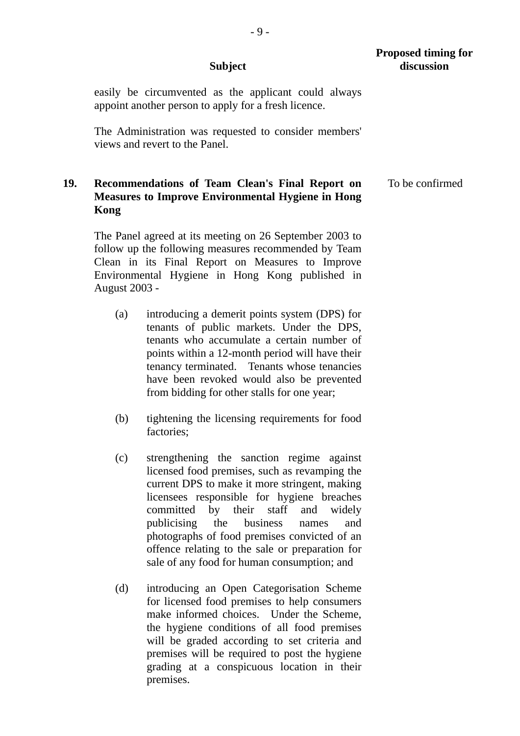| | Subject | Proposed timing for discussion |
|---|---|---|
| | easily be circumvented as the applicant could always appoint another person to apply for a fresh licence.<br><br>The Administration was requested to consider members' views and revert to the Panel. | |
| **19.** | **Recommendations of Team Clean's Final Report on Measures to Improve Environmental Hygiene in Hong Kong**<br><br>The Panel agreed at its meeting on 26 September 2003 to follow up the following measures recommended by Team Clean in its Final Report on Measures to Improve Environmental Hygiene in Hong Kong published in August 2003 -<br><br>(a) introducing a demerit points system (DPS) for tenants of public markets. Under the DPS, tenants who accumulate a certain number of points within a 12-month period will have their tenancy terminated. Tenants whose tenancies have been revoked would also be prevented from bidding for other stalls for one year;<br><br>(b) tightening the licensing requirements for food factories;<br><br>(c) strengthening the sanction regime against licensed food premises, such as revamping the current DPS to make it more stringent, making licensees responsible for hygiene breaches committed by their staff and widely publicising the business names and photographs of food premises convicted of an offence relating to the sale or preparation for sale of any food for human consumption; and<br><br>(d) introducing an Open Categorisation Scheme for licensed food premises to help consumers make informed choices. Under the Scheme, the hygiene conditions of all food premises will be graded according to set criteria and premises will be required to post the hygiene grading at a conspicuous location in their premises. | To be confirmed |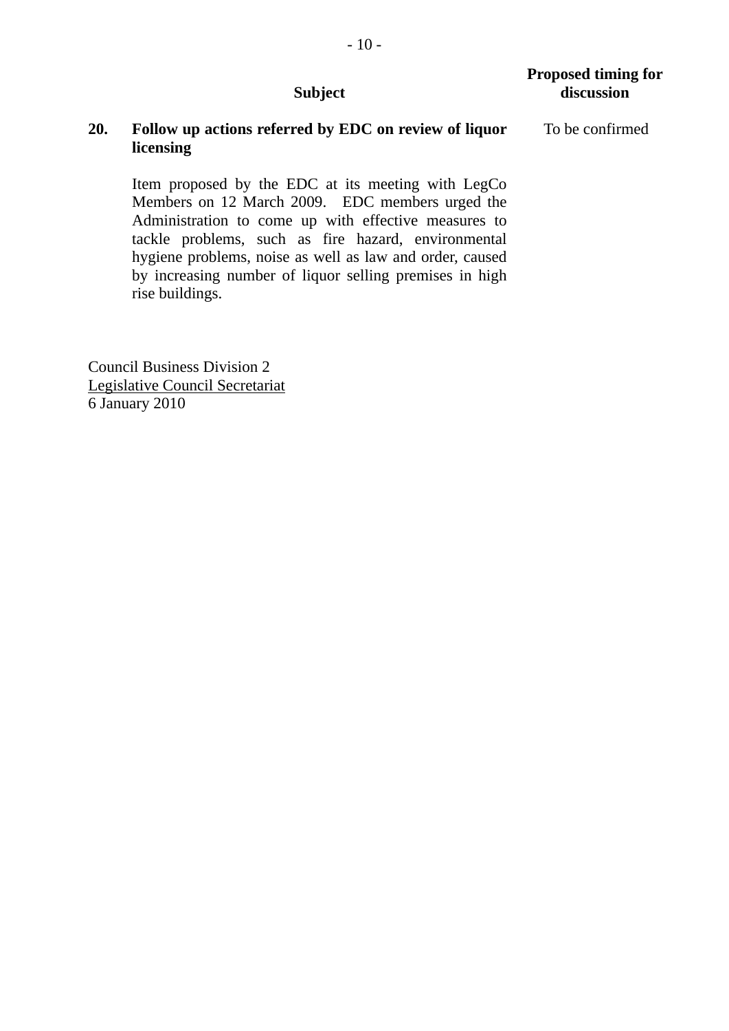| | Subject | Proposed timing for discussion |
|---|---|---|
| 20. | **Follow up actions referred by EDC on review of liquor licensing**<br><br>Item proposed by the EDC at its meeting with LegCo Members on 12 March 2009. EDC members urged the Administration to come up with effective measures to tackle problems, such as fire hazard, environmental hygiene problems, noise as well as law and order, caused by increasing number of liquor selling premises in high rise buildings. | To be confirmed |

Council Business Division 2
Legislative Council Secretariat
6 January 2010